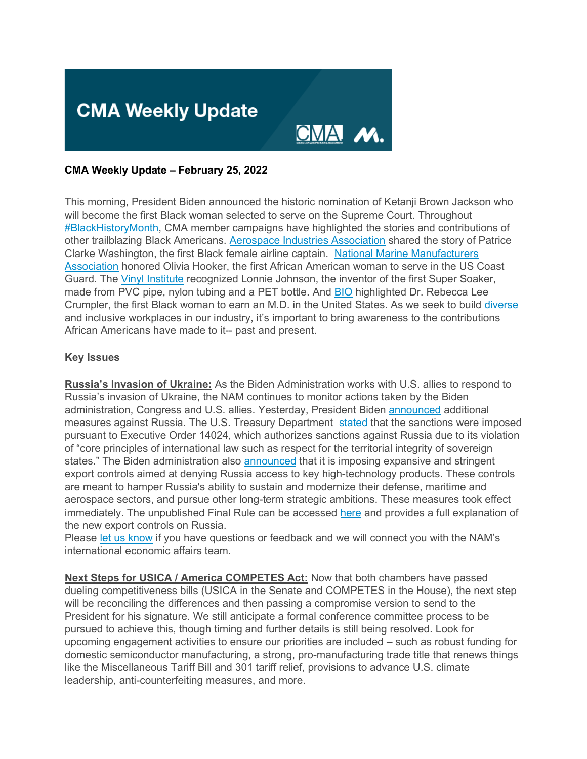# CMA Weekly Update

**CMA Weekly Update – February 25, 2022**

This morning, President Biden announced the historic nomination of Ketanji Brown Jackson who will become the first Black woman selected to serve on the Supreme Court. Throughout #BlackHistoryMonth, CMA member campaigns have highlighted the stories and contributions of other trailblazing Black Americans. Aerospace Industries Association shared the story of Patrice Clarke Washington, the first Black female airline captain. National Marine Manufacturers Association honored Olivia Hooker, the first African American woman to serve in the US Coast Guard. The Vinyl Institute recognized Lonnie Johnson, the inventor of the first Super Soaker, made from PVC pipe, nylon tubing and a PET bottle. And BIO highlighted Dr. Rebecca Lee Crumpler, the first Black woman to earn an M.D. in the United States. As we seek to build diverse and inclusive workplaces in our industry, it's important to bring awareness to the contributions African Americans have made to it-- past and present.

**Key Issues**

**Russia's Invasion of Ukraine:** As the Biden Administration works with U.S. allies to respond to Russia's invasion of Ukraine, the NAM continues to monitor actions taken by the Biden administration, Congress and U.S. allies. Yesterday, President Biden announced additional measures against Russia. The U.S. Treasury Department stated that the sanctions were imposed pursuant to Executive Order 14024, which authorizes sanctions against Russia due to its violation of "core principles of international law such as respect for the territorial integrity of sovereign states." The Biden administration also announced that it is imposing expansive and stringent export controls aimed at denying Russia access to key high-technology products. These controls are meant to hamper Russia's ability to sustain and modernize their defense, maritime and aerospace sectors, and pursue other long-term strategic ambitions. These measures took effect immediately. The unpublished Final Rule can be accessed here and provides a full explanation of the new export controls on Russia.
Please let us know if you have questions or feedback and we will connect you with the NAM's international economic affairs team.

**Next Steps for USICA / America COMPETES Act:** Now that both chambers have passed dueling competitiveness bills (USICA in the Senate and COMPETES in the House), the next step will be reconciling the differences and then passing a compromise version to send to the President for his signature. We still anticipate a formal conference committee process to be pursued to achieve this, though timing and further details is still being resolved. Look for upcoming engagement activities to ensure our priorities are included – such as robust funding for domestic semiconductor manufacturing, a strong, pro-manufacturing trade title that renews things like the Miscellaneous Tariff Bill and 301 tariff relief, provisions to advance U.S. climate leadership, anti-counterfeiting measures, and more.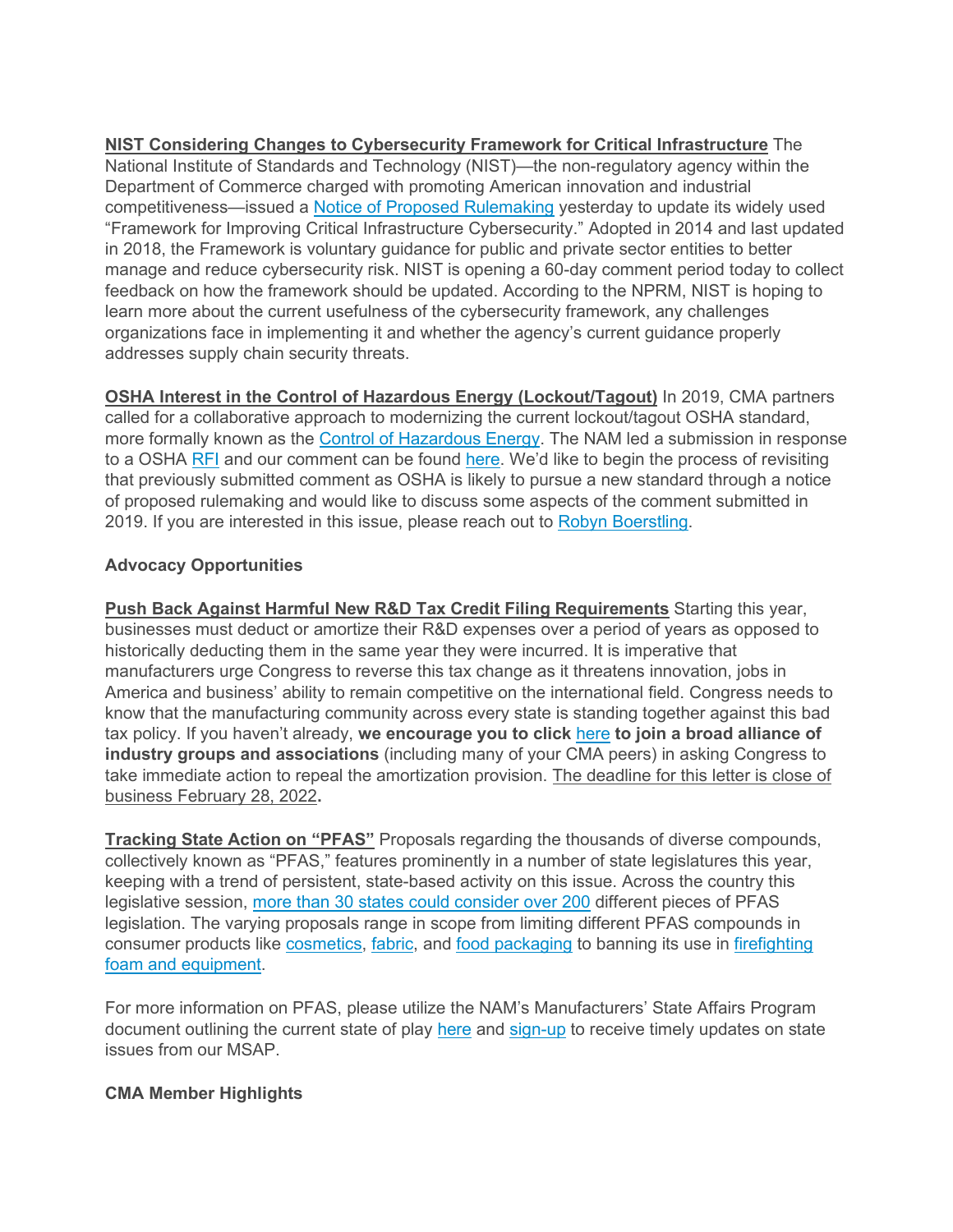**NIST Considering Changes to Cybersecurity Framework for Critical Infrastructure** The National Institute of Standards and Technology (NIST)—the non-regulatory agency within the Department of Commerce charged with promoting American innovation and industrial competitiveness—issued a Notice of Proposed Rulemaking yesterday to update its widely used "Framework for Improving Critical Infrastructure Cybersecurity." Adopted in 2014 and last updated in 2018, the Framework is voluntary guidance for public and private sector entities to better manage and reduce cybersecurity risk. NIST is opening a 60-day comment period today to collect feedback on how the framework should be updated. According to the NPRM, NIST is hoping to learn more about the current usefulness of the cybersecurity framework, any challenges organizations face in implementing it and whether the agency's current guidance properly addresses supply chain security threats.

**OSHA Interest in the Control of Hazardous Energy (Lockout/Tagout)** In 2019, CMA partners called for a collaborative approach to modernizing the current lockout/tagout OSHA standard, more formally known as the Control of Hazardous Energy. The NAM led a submission in response to a OSHA RFI and our comment can be found here. We'd like to begin the process of revisiting that previously submitted comment as OSHA is likely to pursue a new standard through a notice of proposed rulemaking and would like to discuss some aspects of the comment submitted in 2019. If you are interested in this issue, please reach out to Robyn Boerstling.

**Advocacy Opportunities**

**Push Back Against Harmful New R&D Tax Credit Filing Requirements** Starting this year, businesses must deduct or amortize their R&D expenses over a period of years as opposed to historically deducting them in the same year they were incurred. It is imperative that manufacturers urge Congress to reverse this tax change as it threatens innovation, jobs in America and business' ability to remain competitive on the international field. Congress needs to know that the manufacturing community across every state is standing together against this bad tax policy. If you haven't already, **we encourage you to click here to join a broad alliance of industry groups and associations** (including many of your CMA peers) in asking Congress to take immediate action to repeal the amortization provision. The deadline for this letter is close of business February 28, 2022**.**

**Tracking State Action on "PFAS"** Proposals regarding the thousands of diverse compounds, collectively known as "PFAS," features prominently in a number of state legislatures this year, keeping with a trend of persistent, state-based activity on this issue. Across the country this legislative session, more than 30 states could consider over 200 different pieces of PFAS legislation. The varying proposals range in scope from limiting different PFAS compounds in consumer products like cosmetics, fabric, and food packaging to banning its use in firefighting foam and equipment.

For more information on PFAS, please utilize the NAM's Manufacturers' State Affairs Program document outlining the current state of play here and sign-up to receive timely updates on state issues from our MSAP.

**CMA Member Highlights**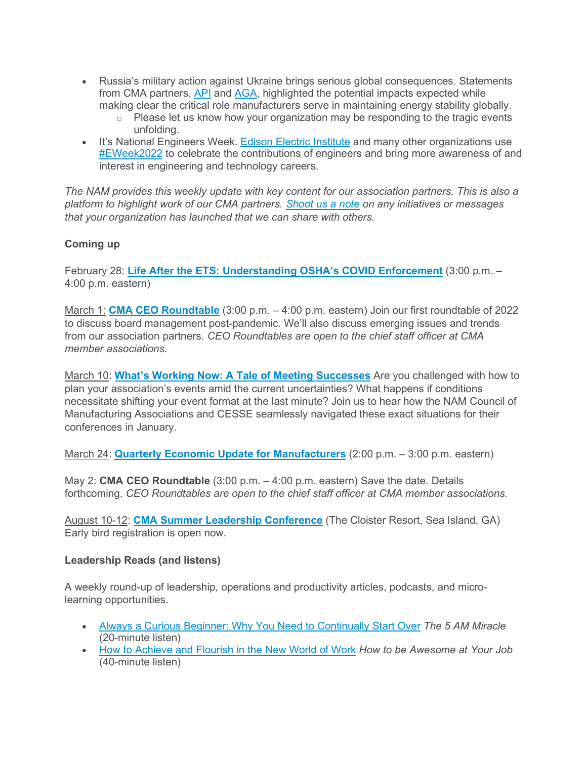- Russia's military action against Ukraine brings serious global consequences. Statements from CMA partners, API and AGA, highlighted the potential impacts expected while making clear the critical role manufacturers serve in maintaining energy stability globally.
    - Please let us know how your organization may be responding to the tragic events unfolding.
- It's National Engineers Week. Edison Electric Institute and many other organizations use #EWeek2022 to celebrate the contributions of engineers and bring more awareness of and interest in engineering and technology careers.

*The NAM provides this weekly update with key content for our association partners. This is also a platform to highlight work of our CMA partners. Shoot us a note on any initiatives or messages that your organization has launched that we can share with others.*

**Coming up**

February 28: **Life After the ETS: Understanding OSHA's COVID Enforcement** (3:00 p.m. – 4:00 p.m. eastern)

March 1: **CMA CEO Roundtable** (3:00 p.m. – 4:00 p.m. eastern) Join our first roundtable of 2022 to discuss board management post-pandemic. We'll also discuss emerging issues and trends from our association partners. *CEO Roundtables are open to the chief staff officer at CMA member associations.*

March 10: **What's Working Now: A Tale of Meeting Successes** Are you challenged with how to plan your association's events amid the current uncertainties? What happens if conditions necessitate shifting your event format at the last minute? Join us to hear how the NAM Council of Manufacturing Associations and CESSE seamlessly navigated these exact situations for their conferences in January.

March 24: **Quarterly Economic Update for Manufacturers** (2:00 p.m. – 3:00 p.m. eastern)

May 2: **CMA CEO Roundtable** (3:00 p.m. – 4:00 p.m. eastern) Save the date. Details forthcoming. *CEO Roundtables are open to the chief staff officer at CMA member associations.*

August 10-12: **CMA Summer Leadership Conference** (The Cloister Resort, Sea Island, GA) Early bird registration is open now.

**Leadership Reads (and listens)**

A weekly round-up of leadership, operations and productivity articles, podcasts, and micro-learning opportunities.

- Always a Curious Beginner: Why You Need to Continually Start Over *The 5 AM Miracle* (20-minute listen)
- How to Achieve and Flourish in the New World of Work *How to be Awesome at Your Job* (40-minute listen)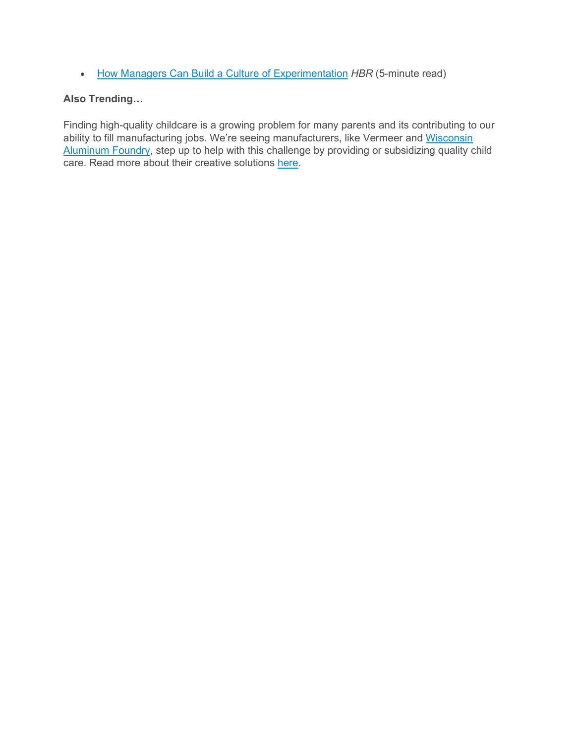- How Managers Can Build a Culture of Experimentation *HBR* (5-minute read)

**Also Trending…**

Finding high-quality childcare is a growing problem for many parents and its contributing to our ability to fill manufacturing jobs. We're seeing manufacturers, like Vermeer and Wisconsin Aluminum Foundry, step up to help with this challenge by providing or subsidizing quality child care. Read more about their creative solutions here.